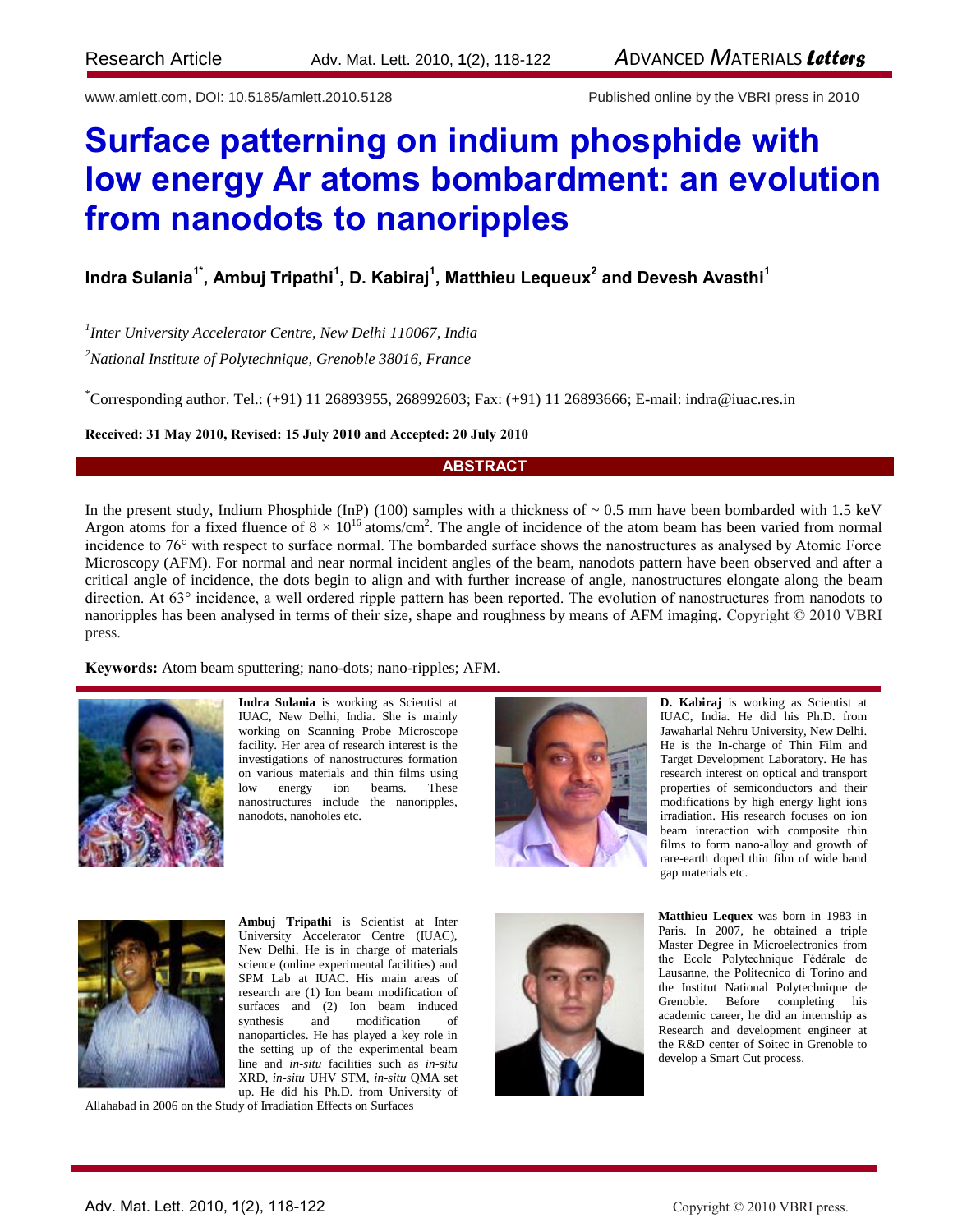Research Article

www.amlett.com, DOI: 10.5185/amlett.2010.5128 Published online by the VBRI press in 2010

# Surface patterning on indium phosphide with low energy Ar atoms bombardment: an evolution from nanodots to nanoripples

**Indra Sulania[1*], Ambuj Tripathi[1], D. Kabiraj[1], Matthieu Lequeux[2] and Devesh Avasthi[1]**

[1]*Inter University Accelerator Centre, New Delhi 110067, India*

[2]*National Institute of Polytechnique, Grenoble 38016, France*

[*]Corresponding author. Tel.: (+91) 11 26893955, 268992603; Fax: (+91) 11 26893666; E-mail: indra@iuac.res.in

**Received: 31 May 2010, Revised: 15 July 2010 and Accepted: 20 July 2010**

## ABSTRACT

In the present study, Indium Phosphide (InP) (100) samples with a thickness of ~ 0.5 mm have been bombarded with 1.5 keV Argon atoms for a fixed fluence of $8 \times 10^{16}$ atoms/cm$^2$. The angle of incidence of the atom beam has been varied from normal incidence to 76° with respect to surface normal. The bombarded surface shows the nanostructures as analysed by Atomic Force Microscopy (AFM). For normal and near normal incident angles of the beam, nanodots pattern have been observed and after a critical angle of incidence, the dots begin to align and with further increase of angle, nanostructures elongate along the beam direction. At 63° incidence, a well ordered ripple pattern has been reported. The evolution of nanostructures from nanodots to nanoripples has been analysed in terms of their size, shape and roughness by means of AFM imaging. Copyright © 2010 VBRI press.

**Keywords:** Atom beam sputtering; nano-dots; nano-ripples; AFM.

**Indra Sulania** is working as Scientist at IUAC, New Delhi, India. She is mainly working on Scanning Probe Microscope facility. Her area of research interest is the investigations of nanostructures formation on various materials and thin films using low energy ion beams. These nanostructures include the nanoripples, nanodots, nanoholes etc.

**Ambuj Tripathi** is Scientist at Inter University Accelerator Centre (IUAC), New Delhi. He is in charge of materials science (online experimental facilities) and SPM Lab at IUAC. His main areas of research are (1) Ion beam modification of surfaces and (2) Ion beam induced synthesis and modification of nanoparticles. He has played a key role in the setting up of the experimental beam line and *in-situ* facilities such as *in-situ* XRD, *in-situ* UHV STM, *in-situ* QMA set up. He did his Ph.D. from University of Allahabad in 2006 on the Study of Irradiation Effects on Surfaces

**D. Kabiraj** is working as Scientist at IUAC, India. He did his Ph.D. from Jawaharlal Nehru University, New Delhi. He is the In-charge of Thin Film and Target Development Laboratory. He has research interest on optical and transport properties of semiconductors and their modifications by high energy light ions irradiation. His research focuses on ion beam interaction with composite thin films to form nano-alloy and growth of rare-earth doped thin film of wide band gap materials etc.

**Matthieu Lequex** was born in 1983 in Paris. In 2007, he obtained a triple Master Degree in Microelectronics from the Ecole Polytechnique Fédérale de Lausanne, the Politecnico di Torino and the Institut National Polytechnique de Grenoble. Before completing his academic career, he did an internship as Research and development engineer at the R&D center of Soitec in Grenoble to develop a Smart Cut process.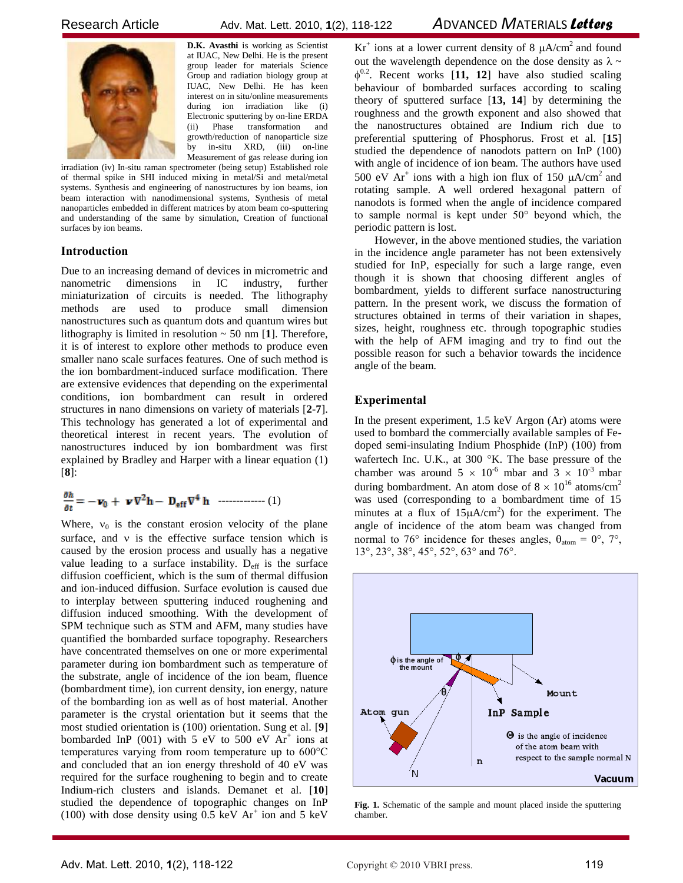**D.K. Avasthi** is working as Scientist at IUAC, New Delhi. He is the present group leader for materials Science Group and radiation biology group at IUAC, New Delhi. He has keen interest on in situ/online measurements during ion irradiation like (i) Electronic sputtering by on-line ERDA (ii) Phase transformation and growth/reduction of nanoparticle size by in-situ XRD, (iii) on-line Measurement of gas release during ion irradiation (iv) In-situ raman spectrometer (being setup) Established role of thermal spike in SHI induced mixing in metal/Si and metal/metal systems. Synthesis and engineering of nanostructures by ion beams, ion beam interaction with nanodimensional systems, Synthesis of metal nanoparticles embedded in different matrices by atom beam co-sputtering and understanding of the same by simulation, Creation of functional surfaces by ion beams.

## Introduction

Due to an increasing demand of devices in micrometric and nanometric dimensions in IC industry, further miniaturization of circuits is needed. The lithography methods are used to produce small dimension nanostructures such as quantum dots and quantum wires but lithography is limited in resolution ~ 50 nm [**1**]. Therefore, it is of interest to explore other methods to produce even smaller nano scale surfaces features. One of such method is the ion bombardment-induced surface modification. There are extensive evidences that depending on the experimental conditions, ion bombardment can result in ordered structures in nano dimensions on variety of materials [**2-7**]. This technology has generated a lot of experimental and theoretical interest in recent years. The evolution of nanostructures induced by ion bombardment was first explained by Bradley and Harper with a linear equation (1) [**8**]:

$$\frac{\partial h}{\partial t} = -\nu_0 + \nu\nabla^2 h - D_{eff}\nabla^4 h \quad \text{------------- (1)}$$

Where, $\nu_0$ is the constant erosion velocity of the plane surface, and $\nu$ is the effective surface tension which is caused by the erosion process and usually has a negative value leading to a surface instability. $D_{eff}$ is the surface diffusion coefficient, which is the sum of thermal diffusion and ion-induced diffusion. Surface evolution is caused due to interplay between sputtering induced roughening and diffusion induced smoothing. With the development of SPM technique such as STM and AFM, many studies have quantified the bombarded surface topography. Researchers have concentrated themselves on one or more experimental parameter during ion bombardment such as temperature of the substrate, angle of incidence of the ion beam, fluence (bombardment time), ion current density, ion energy, nature of the bombarding ion as well as of host material. Another parameter is the crystal orientation but it seems that the most studied orientation is (100) orientation. Sung et al. [**9**] bombarded InP (001) with 5 eV to 500 eV $Ar^+$ ions at temperatures varying from room temperature up to 600°C and concluded that an ion energy threshold of 40 eV was required for the surface roughening to begin and to create Indium-rich clusters and islands. Demanet et al. [**10**] studied the dependence of topographic changes on InP (100) with dose density using 0.5 keV $Ar^+$ ion and 5 keV $Kr^+$ ions at a lower current density of 8 μA/cm$^2$ and found out the wavelength dependence on the dose density as $\lambda \sim \phi^{0.2}$. Recent works [**11, 12**] have also studied scaling behaviour of bombarded surfaces according to scaling theory of sputtered surface [**13, 14**] by determining the roughness and the growth exponent and also showed that the nanostructures obtained are Indium rich due to preferential sputtering of Phosphorus. Frost et al. [**15**] studied the dependence of nanodots pattern on InP (100) with angle of incidence of ion beam. The authors have used 500 eV $Ar^+$ ions with a high ion flux of 150 μA/cm$^2$ and rotating sample. A well ordered hexagonal pattern of nanodots is formed when the angle of incidence compared to sample normal is kept under 50° beyond which, the periodic pattern is lost.

However, in the above mentioned studies, the variation in the incidence angle parameter has not been extensively studied for InP, especially for such a large range, even though it is shown that choosing different angles of bombardment, yields to different surface nanostructuring pattern. In the present work, we discuss the formation of structures obtained in terms of their variation in shapes, sizes, height, roughness etc. through topographic studies with the help of AFM imaging and try to find out the possible reason for such a behavior towards the incidence angle of the beam.

## Experimental

In the present experiment, 1.5 keV Argon (Ar) atoms were used to bombard the commercially available samples of Fe-doped semi-insulating Indium Phosphide (InP) (100) from wafertech Inc. U.K., at 300 °K. The base pressure of the chamber was around $5 \times 10^{-6}$ mbar and $3 \times 10^{-3}$ mbar during bombardment. An atom dose of $8 \times 10^{16}$ atoms/cm$^2$ was used (corresponding to a bombardment time of 15 minutes at a flux of 15μA/cm$^2$) for the experiment. The angle of incidence of the atom beam was changed from normal to 76° incidence for theses angles, $\theta_{atom}$ = 0°, 7°, 13°, 23°, 38°, 45°, 52°, 63° and 76°.

**Fig. 1.** Schematic of the sample and mount placed inside the sputtering chamber.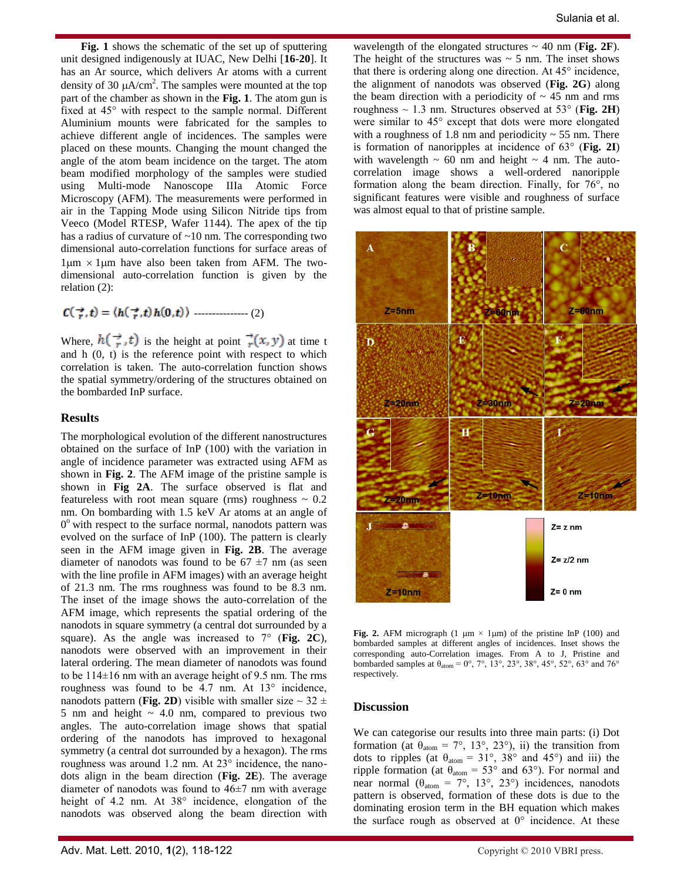**Fig. 1** shows the schematic of the set up of sputtering unit designed indigenously at IUAC, New Delhi [**16-20**]. It has an Ar source, which delivers Ar atoms with a current density of 30 $\mu A/cm^2$. The samples were mounted at the top part of the chamber as shown in the **Fig. 1**. The atom gun is fixed at 45° with respect to the sample normal. Different Aluminium mounts were fabricated for the samples to achieve different angle of incidences. The samples were placed on these mounts. Changing the mount changed the angle of the atom beam incidence on the target. The atom beam modified morphology of the samples were studied using Multi-mode Nanoscope IIIa Atomic Force Microscopy (AFM). The measurements were performed in air in the Tapping Mode using Silicon Nitride tips from Veeco (Model RTESP, Wafer 1144). The apex of the tip has a radius of curvature of ~10 nm. The corresponding two dimensional auto-correlation functions for surface areas of 1μm × 1μm have also been taken from AFM. The two-dimensional auto-correlation function is given by the relation (2):

$$C(\vec{r},t) = \langle h(\vec{r},t)\, h(0,t) \rangle \qquad (2)$$

Where, $h(\vec{r},t)$ is the height at point $\vec{r}(x,y)$ at time t and h (0, t) is the reference point with respect to which correlation is taken. The auto-correlation function shows the spatial symmetry/ordering of the structures obtained on the bombarded InP surface.

## Results

The morphological evolution of the different nanostructures obtained on the surface of InP (100) with the variation in angle of incidence parameter was extracted using AFM as shown in **Fig. 2**. The AFM image of the pristine sample is shown in **Fig 2A**. The surface observed is flat and featureless with root mean square (rms) roughness ~ 0.2 nm. On bombarding with 1.5 keV Ar atoms at an angle of $0^o$ with respect to the surface normal, nanodots pattern was evolved on the surface of InP (100). The pattern is clearly seen in the AFM image given in **Fig. 2B**. The average diameter of nanodots was found to be 67 ±7 nm (as seen with the line profile in AFM images) with an average height of 21.3 nm. The rms roughness was found to be 8.3 nm. The inset of the image shows the auto-correlation of the AFM image, which represents the spatial ordering of the nanodots in square symmetry (a central dot surrounded by a square). As the angle was increased to 7° (**Fig. 2C**), nanodots were observed with an improvement in their lateral ordering. The mean diameter of nanodots was found to be 114±16 nm with an average height of 9.5 nm. The rms roughness was found to be 4.7 nm. At 13° incidence, nanodots pattern (**Fig. 2D**) visible with smaller size ~ 32 ± 5 nm and height ~ 4.0 nm, compared to previous two angles. The auto-correlation image shows that spatial ordering of the nanodots has improved to hexagonal symmetry (a central dot surrounded by a hexagon). The rms roughness was around 1.2 nm. At 23° incidence, the nano-dots align in the beam direction (**Fig. 2E**). The average diameter of nanodots was found to be 46±7 nm with average height of 4.2 nm. At 38° incidence, elongation of the nanodots was observed along the beam direction with wavelength of the elongated structures ~ 40 nm (**Fig. 2F**). The height of the structures was ~ 5 nm. The inset shows that there is ordering along one direction. At 45° incidence, the alignment of nanodots was observed (**Fig. 2G**) along the beam direction with a periodicity of ~ 45 nm and rms roughness ~ 1.3 nm. Structures observed at 53° (**Fig. 2H**) were similar to 45° except that dots were more elongated with a roughness of 1.8 nm and periodicity ~ 55 nm. There is formation of nanoripples at incidence of 63° (**Fig. 2I**) with wavelength ~ 60 nm and height ~ 4 nm. The auto-correlation image shows a well-ordered nanoripple formation along the beam direction. Finally, for 76°, no significant features were visible and roughness of surface was almost equal to that of pristine sample.

**Fig. 2.** AFM micrograph (1 μm × 1μm) of the pristine InP (100) and bombarded samples at different angles of incidences. Inset shows the corresponding auto-Correlation images. From A to J, Pristine and bombarded samples at $\theta_{atom}$ = 0°, 7°, 13°, 23°, 38°, 45°, 52°, 63° and 76° respectively.

## Discussion

We can categorise our results into three main parts: (i) Dot formation (at $\theta_{atom}$ = 7°, 13°, 23°), ii) the transition from dots to ripples (at $\theta_{atom}$ = 31°, 38° and 45°) and iii) the ripple formation (at $\theta_{atom}$ = 53° and 63°). For normal and near normal ($\theta_{atom}$ = 7°, 13°, 23°) incidences, nanodots pattern is observed, formation of these dots is due to the dominating erosion term in the BH equation which makes the surface rough as observed at 0° incidence. At these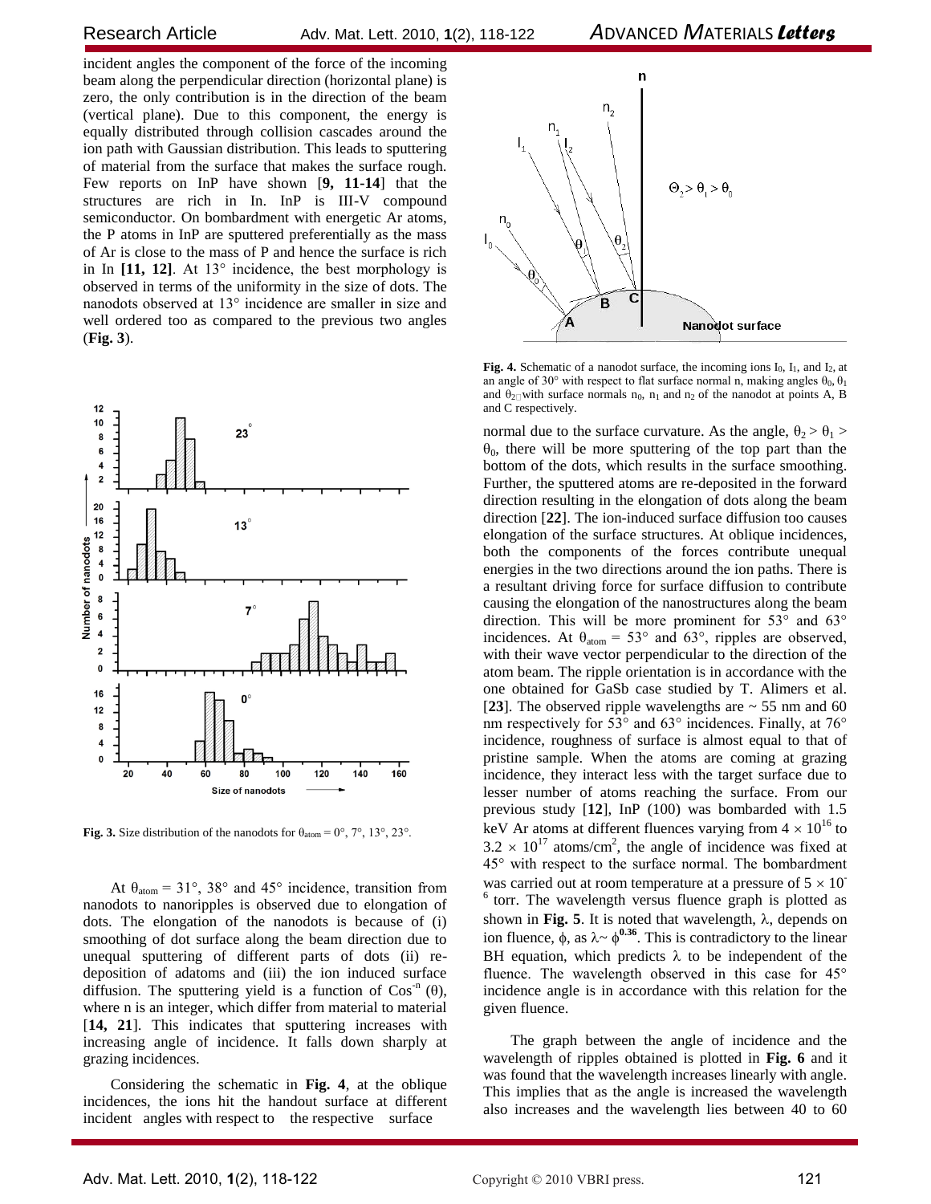incident angles the component of the force of the incoming beam along the perpendicular direction (horizontal plane) is zero, the only contribution is in the direction of the beam (vertical plane). Due to this component, the energy is equally distributed through collision cascades around the ion path with Gaussian distribution. This leads to sputtering of material from the surface that makes the surface rough. Few reports on InP have shown [**9, 11-14**] that the structures are rich in In. InP is III-V compound semiconductor. On bombardment with energetic Ar atoms, the P atoms in InP are sputtered preferentially as the mass of Ar is close to the mass of P and hence the surface is rich in In **[11, 12]**. At 13° incidence, the best morphology is observed in terms of the uniformity in the size of dots. The nanodots observed at 13° incidence are smaller in size and well ordered too as compared to the previous two angles (**Fig. 3**).

**Fig. 3.** Size distribution of the nanodots for $\theta_{atom}$ = 0°, 7°, 13°, 23°.

At $\theta_{atom}$ = 31°, 38° and 45° incidence, transition from nanodots to nanoripples is observed due to elongation of dots. The elongation of the nanodots is because of (i) smoothing of dot surface along the beam direction due to unequal sputtering of different parts of dots (ii) re-deposition of adatoms and (iii) the ion induced surface diffusion. The sputtering yield is a function of $\text{Cos}^{-n}(\theta)$, where n is an integer, which differ from material to material [**14, 21**]. This indicates that sputtering increases with increasing angle of incidence. It falls down sharply at grazing incidences.

Considering the schematic in **Fig. 4**, at the oblique incidences, the ions hit the handout surface at different incident angles with respect to the respective surface normal due to the surface curvature. As the angle, $\theta_2 > \theta_1 > \theta_0$, there will be more sputtering of the top part than the bottom of the dots, which results in the surface smoothing. Further, the sputtered atoms are re-deposited in the forward direction resulting in the elongation of dots along the beam direction [**22**]. The ion-induced surface diffusion too causes elongation of the surface structures. At oblique incidences, both the components of the forces contribute unequal energies in the two directions around the ion paths. There is a resultant driving force for surface diffusion to contribute causing the elongation of the nanostructures along the beam direction. This will be more prominent for 53° and 63° incidences. At $\theta_{atom}$ = 53° and 63°, ripples are observed, with their wave vector perpendicular to the direction of the atom beam. The ripple orientation is in accordance with the one obtained for GaSb case studied by T. Alimers et al. [**23**]. The observed ripple wavelengths are ~ 55 nm and 60 nm respectively for 53° and 63° incidences. Finally, at 76° incidence, roughness of surface is almost equal to that of pristine sample. When the atoms are coming at grazing incidence, they interact less with the target surface due to lesser number of atoms reaching the surface. From our previous study [**12**], InP (100) was bombarded with 1.5 keV Ar atoms at different fluences varying from $4 \times 10^{16}$ to $3.2 \times 10^{17}$ atoms/cm$^2$, the angle of incidence was fixed at 45° with respect to the surface normal. The bombardment was carried out at room temperature at a pressure of $5 \times 10^{-6}$ torr. The wavelength versus fluence graph is plotted as shown in **Fig. 5**. It is noted that wavelength, $\lambda$, depends on ion fluence, $\phi$, as $\lambda \sim \phi^{0.36}$. This is contradictory to the linear BH equation, which predicts $\lambda$ to be independent of the fluence. The wavelength observed in this case for 45° incidence angle is in accordance with this relation for the given fluence.

**Fig. 4.** Schematic of a nanodot surface, the incoming ions $I_0$, $I_1$, and $I_2$, at an angle of 30° with respect to flat surface normal n, making angles $\theta_0$, $\theta_1$ and $\theta_2$ with surface normals $n_0$, $n_1$ and $n_2$ of the nanodot at points A, B and C respectively.

The graph between the angle of incidence and the wavelength of ripples obtained is plotted in **Fig. 6** and it was found that the wavelength increases linearly with angle. This implies that as the angle is increased the wavelength also increases and the wavelength lies between 40 to 60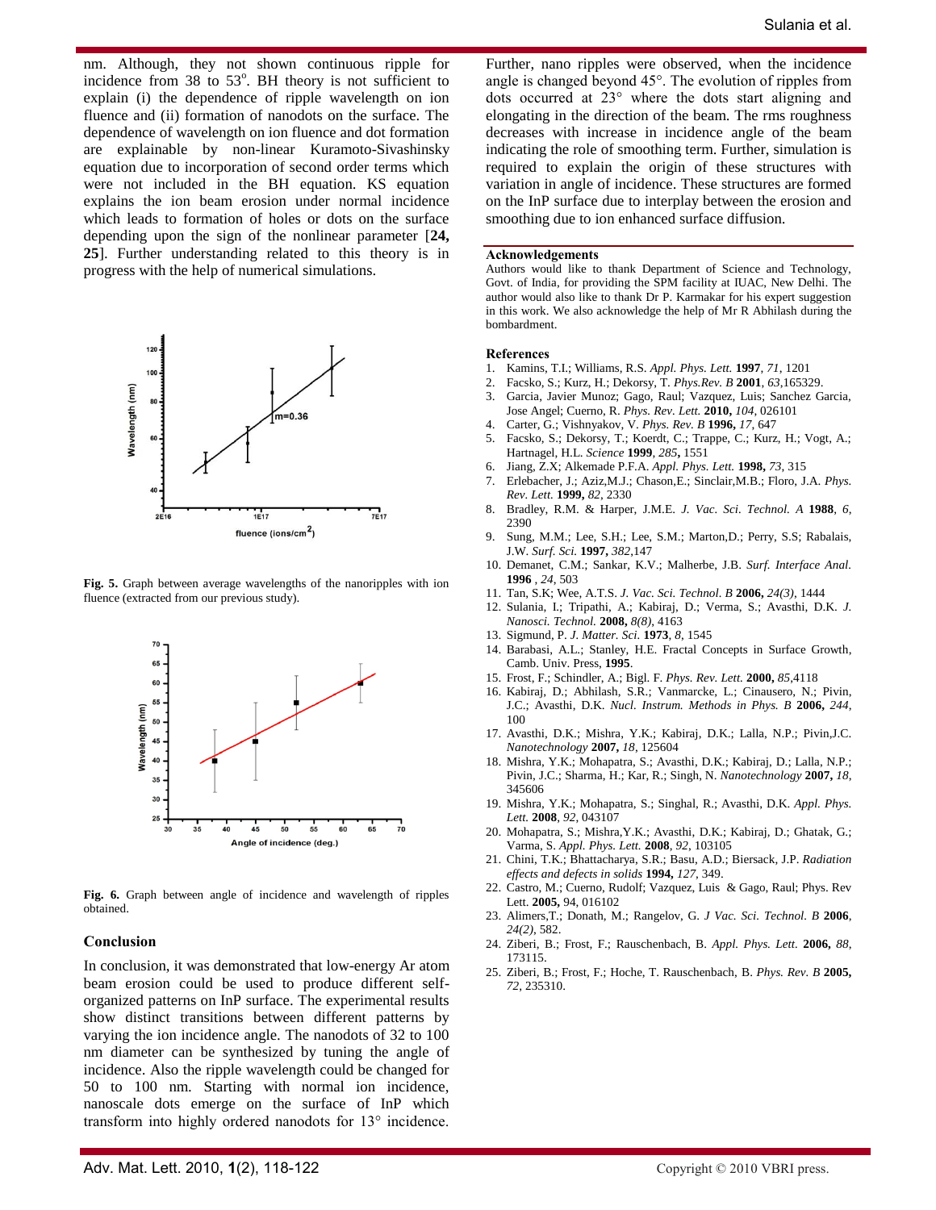nm. Although, they not shown continuous ripple for incidence from 38 to 53°. BH theory is not sufficient to explain (i) the dependence of ripple wavelength on ion fluence and (ii) formation of nanodots on the surface. The dependence of wavelength on ion fluence and dot formation are explainable by non-linear Kuramoto-Sivashinsky equation due to incorporation of second order terms which were not included in the BH equation. KS equation explains the ion beam erosion under normal incidence which leads to formation of holes or dots on the surface depending upon the sign of the nonlinear parameter [**24, 25**]. Further understanding related to this theory is in progress with the help of numerical simulations.

Wavelength (nm)
120
100
80
60
40
m=0.36
2E16
1E17
7E17
fluence (ions/cm$^2$)

**Fig. 5.** Graph between average wavelengths of the nanoripples with ion fluence (extracted from our previous study).

Wavelength (nm)
70
65
60
55
50
45
40
35
30
25
30 35 40 45 50 55 60 65 70
Angle of incidence (deg.)

**Fig. 6.** Graph between angle of incidence and wavelength of ripples obtained.

## Conclusion

In conclusion, it was demonstrated that low-energy Ar atom beam erosion could be used to produce different self-organized patterns on InP surface. The experimental results show distinct transitions between different patterns by varying the ion incidence angle. The nanodots of 32 to 100 nm diameter can be synthesized by tuning the angle of incidence. Also the ripple wavelength could be changed for 50 to 100 nm. Starting with normal ion incidence, nanoscale dots emerge on the surface of InP which transform into highly ordered nanodots for 13° incidence. Further, nano ripples were observed, when the incidence angle is changed beyond 45°. The evolution of ripples from dots occurred at 23° where the dots start aligning and elongating in the direction of the beam. The rms roughness decreases with increase in incidence angle of the beam indicating the role of smoothing term. Further, simulation is required to explain the origin of these structures with variation in angle of incidence. These structures are formed on the InP surface due to interplay between the erosion and smoothing due to ion enhanced surface diffusion.

### Acknowledgements

Authors would like to thank Department of Science and Technology, Govt. of India, for providing the SPM facility at IUAC, New Delhi. The author would also like to thank Dr P. Karmakar for his expert suggestion in this work. We also acknowledge the help of Mr R Abhilash during the bombardment.

### References

1. Kamins, T.I.; Williams, R.S. *Appl. Phys. Lett.* **1997**, *71*, 1201
2. Facsko, S.; Kurz, H.; Dekorsy, T. *Phys.Rev. B* **2001**, *63*,165329.
3. Garcia, Javier Munoz; Gago, Raul; Vazquez, Luis; Sanchez Garcia, Jose Angel; Cuerno, R. *Phys. Rev. Lett.* **2010,** *104*, 026101
4. Carter, G.; Vishnyakov, V. *Phys. Rev. B* **1996,** *17*, 647
5. Facsko, S.; Dekorsy, T.; Koerdt, C.; Trappe, C.; Kurz, H.; Vogt, A.; Hartnagel, H.L. *Science* **1999**, *285*, 1551
6. Jiang, Z.X; Alkemade P.F.A. *Appl. Phys. Lett.* **1998,** *73*, 315
7. Erlebacher, J.; Aziz,M.J.; Chason,E.; Sinclair,M.B.; Floro, J.A. *Phys. Rev. Lett.* **1999,** *82*, 2330
8. Bradley, R.M. & Harper, J.M.E. *J. Vac. Sci. Technol. A* **1988**, *6*, 2390
9. Sung, M.M.; Lee, S.H.; Lee, S.M.; Marton,D.; Perry, S.S; Rabalais, J.W. *Surf. Sci.* **1997,** *382*,147
10. Demanet, C.M.; Sankar, K.V.; Malherbe, J.B. *Surf. Interface Anal.* **1996** , *24*, 503
11. Tan, S.K; Wee, A.T.S. *J. Vac. Sci. Technol. B* **2006,** *24(3)*, 1444
12. Sulania, I.; Tripathi, A.; Kabiraj, D.; Verma, S.; Avasthi, D.K. *J. Nanosci. Technol.* **2008,** *8(8)*, 4163
13. Sigmund, P. *J. Matter. Sci.* **1973**, *8*, 1545
14. Barabasi, A.L.; Stanley, H.E. Fractal Concepts in Surface Growth, Camb. Univ. Press, **1995**.
15. Frost, F.; Schindler, A.; Bigl. F. *Phys. Rev. Lett.* **2000,** *85*,4118
16. Kabiraj, D.; Abhilash, S.R.; Vanmarcke, L.; Cinausero, N.; Pivin, J.C.; Avasthi, D.K. *Nucl. Instrum. Methods in Phys. B* **2006,** *244*, 100
17. Avasthi, D.K.; Mishra, Y.K.; Kabiraj, D.K.; Lalla, N.P.; Pivin,J.C. *Nanotechnology* **2007,** *18*, 125604
18. Mishra, Y.K.; Mohapatra, S.; Avasthi, D.K.; Kabiraj, D.; Lalla, N.P.; Pivin, J.C.; Sharma, H.; Kar, R.; Singh, N. *Nanotechnology* **2007,** *18*, 345606
19. Mishra, Y.K.; Mohapatra, S.; Singhal, R.; Avasthi, D.K. *Appl. Phys. Lett.* **2008**, *92*, 043107
20. Mohapatra, S.; Mishra,Y.K.; Avasthi, D.K.; Kabiraj, D.; Ghatak, G.; Varma, S. *Appl. Phys. Lett.* **2008**, *92*, 103105
21. Chini, T.K.; Bhattacharya, S.R.; Basu, A.D.; Biersack, J.P. *Radiation effects and defects in solids* **1994,** *127*, 349.
22. Castro, M.; Cuerno, Rudolf; Vazquez, Luis & Gago, Raul; Phys. Rev Lett. **2005,** 94, 016102
23. Alimers,T.; Donath, M.; Rangelov, G. *J Vac. Sci. Technol. B* **2006**, *24(2)*, 582.
24. Ziberi, B.; Frost, F.; Rauschenbach, B. *Appl. Phys. Lett.* **2006,** *88*, 173115.
25. Ziberi, B.; Frost, F.; Hoche, T. Rauschenbach, B. *Phys. Rev. B* **2005,** *72*, 235310.